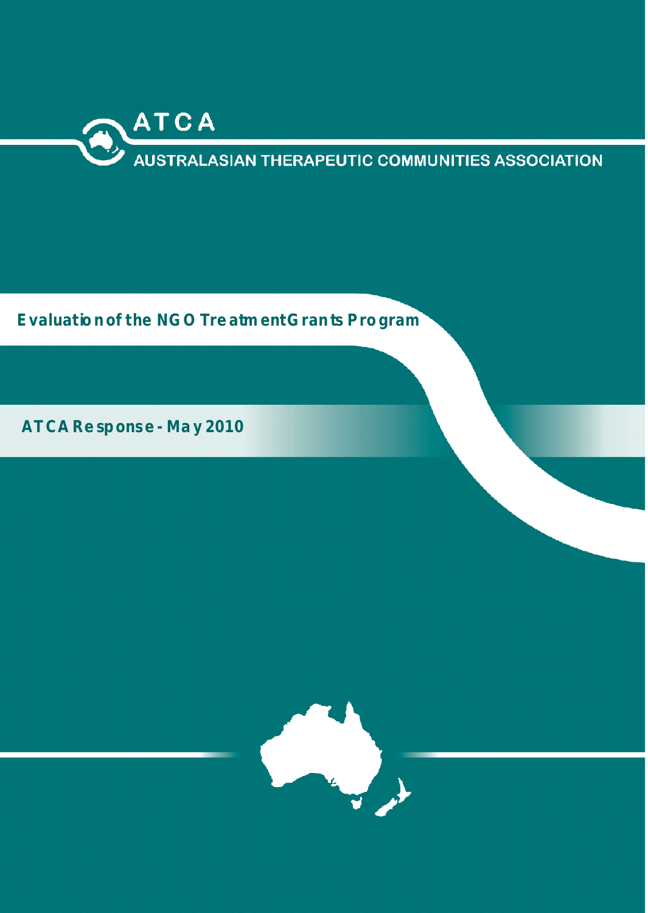ATCA

AUSTRALASIAN THERAPEUTIC COMMUNITIES ASSOCIATION

# Evaluation of the NGO Treatment Grants Program

## ATCA Response - May 2010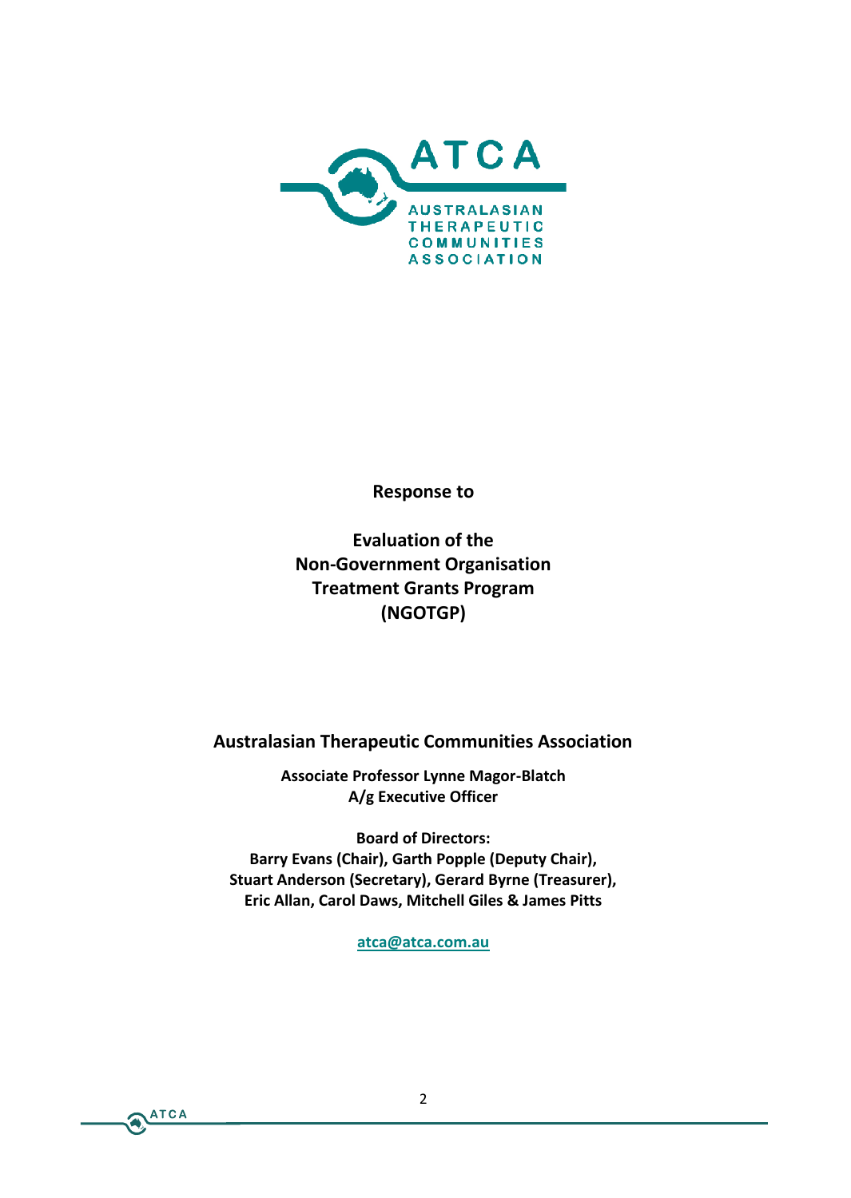**Response to**

**Evaluation of the Non-Government Organisation Treatment Grants Program (NGOTGP)**

**Australasian Therapeutic Communities Association**

**Associate Professor Lynne Magor-Blatch**
**A/g Executive Officer**

**Board of Directors:**
**Barry Evans (Chair), Garth Popple (Deputy Chair), Stuart Anderson (Secretary), Gerard Byrne (Treasurer), Eric Allan, Carol Daws, Mitchell Giles & James Pitts**

atca@atca.com.au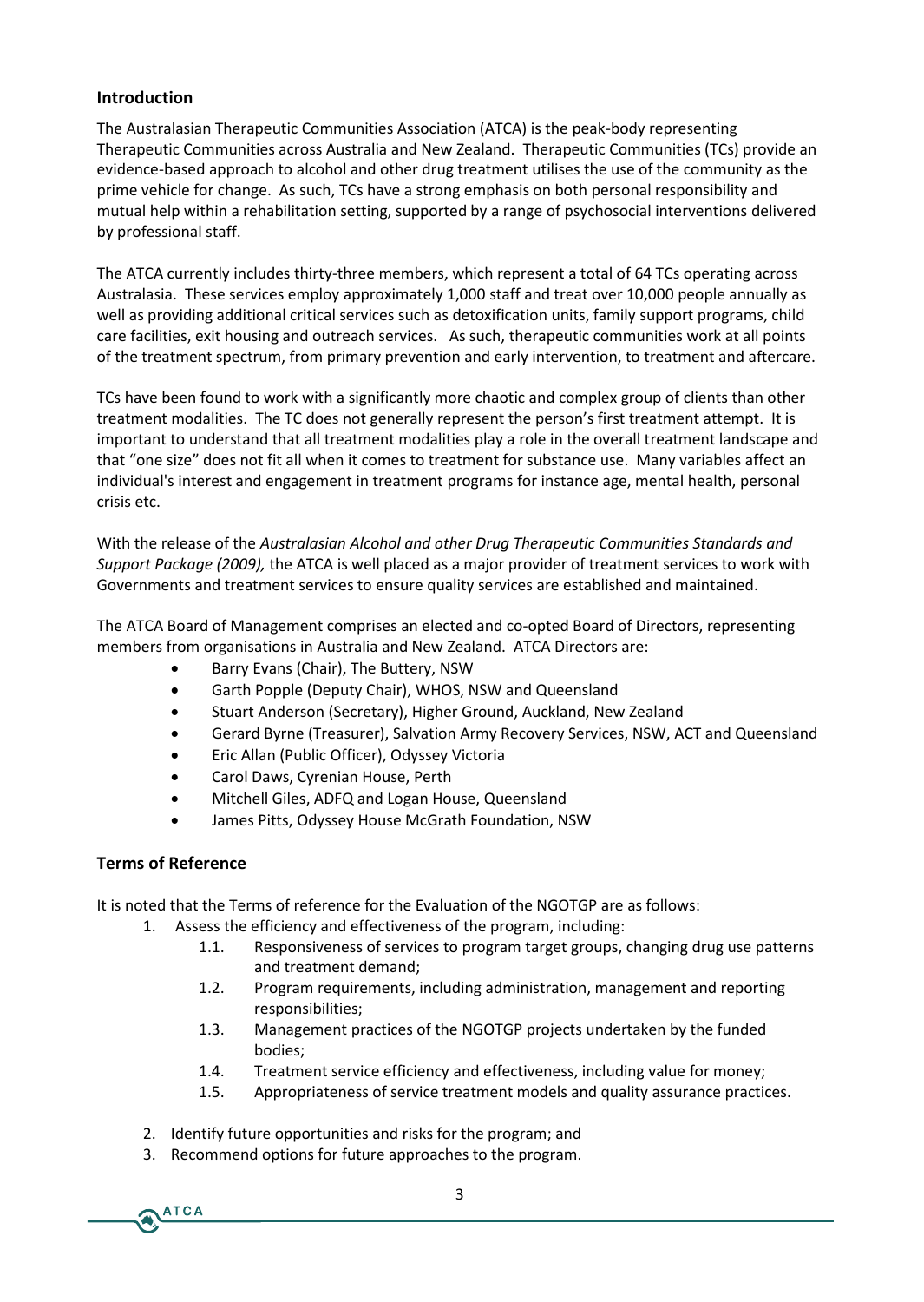## Introduction

The Australasian Therapeutic Communities Association (ATCA) is the peak-body representing Therapeutic Communities across Australia and New Zealand. Therapeutic Communities (TCs) provide an evidence-based approach to alcohol and other drug treatment utilises the use of the community as the prime vehicle for change. As such, TCs have a strong emphasis on both personal responsibility and mutual help within a rehabilitation setting, supported by a range of psychosocial interventions delivered by professional staff.

The ATCA currently includes thirty-three members, which represent a total of 64 TCs operating across Australasia. These services employ approximately 1,000 staff and treat over 10,000 people annually as well as providing additional critical services such as detoxification units, family support programs, child care facilities, exit housing and outreach services. As such, therapeutic communities work at all points of the treatment spectrum, from primary prevention and early intervention, to treatment and aftercare.

TCs have been found to work with a significantly more chaotic and complex group of clients than other treatment modalities. The TC does not generally represent the person's first treatment attempt. It is important to understand that all treatment modalities play a role in the overall treatment landscape and that "one size" does not fit all when it comes to treatment for substance use. Many variables affect an individual's interest and engagement in treatment programs for instance age, mental health, personal crisis etc.

With the release of the *Australasian Alcohol and other Drug Therapeutic Communities Standards and Support Package (2009),* the ATCA is well placed as a major provider of treatment services to work with Governments and treatment services to ensure quality services are established and maintained.

The ATCA Board of Management comprises an elected and co-opted Board of Directors, representing members from organisations in Australia and New Zealand. ATCA Directors are:

- Barry Evans (Chair), The Buttery, NSW
- Garth Popple (Deputy Chair), WHOS, NSW and Queensland
- Stuart Anderson (Secretary), Higher Ground, Auckland, New Zealand
- Gerard Byrne (Treasurer), Salvation Army Recovery Services, NSW, ACT and Queensland
- Eric Allan (Public Officer), Odyssey Victoria
- Carol Daws, Cyrenian House, Perth
- Mitchell Giles, ADFQ and Logan House, Queensland
- James Pitts, Odyssey House McGrath Foundation, NSW

## Terms of Reference

It is noted that the Terms of reference for the Evaluation of the NGOTGP are as follows:

1. Assess the efficiency and effectiveness of the program, including:
   - 1.1. Responsiveness of services to program target groups, changing drug use patterns and treatment demand;
   - 1.2. Program requirements, including administration, management and reporting responsibilities;
   - 1.3. Management practices of the NGOTGP projects undertaken by the funded bodies;
   - 1.4. Treatment service efficiency and effectiveness, including value for money;
   - 1.5. Appropriateness of service treatment models and quality assurance practices.
2. Identify future opportunities and risks for the program; and
3. Recommend options for future approaches to the program.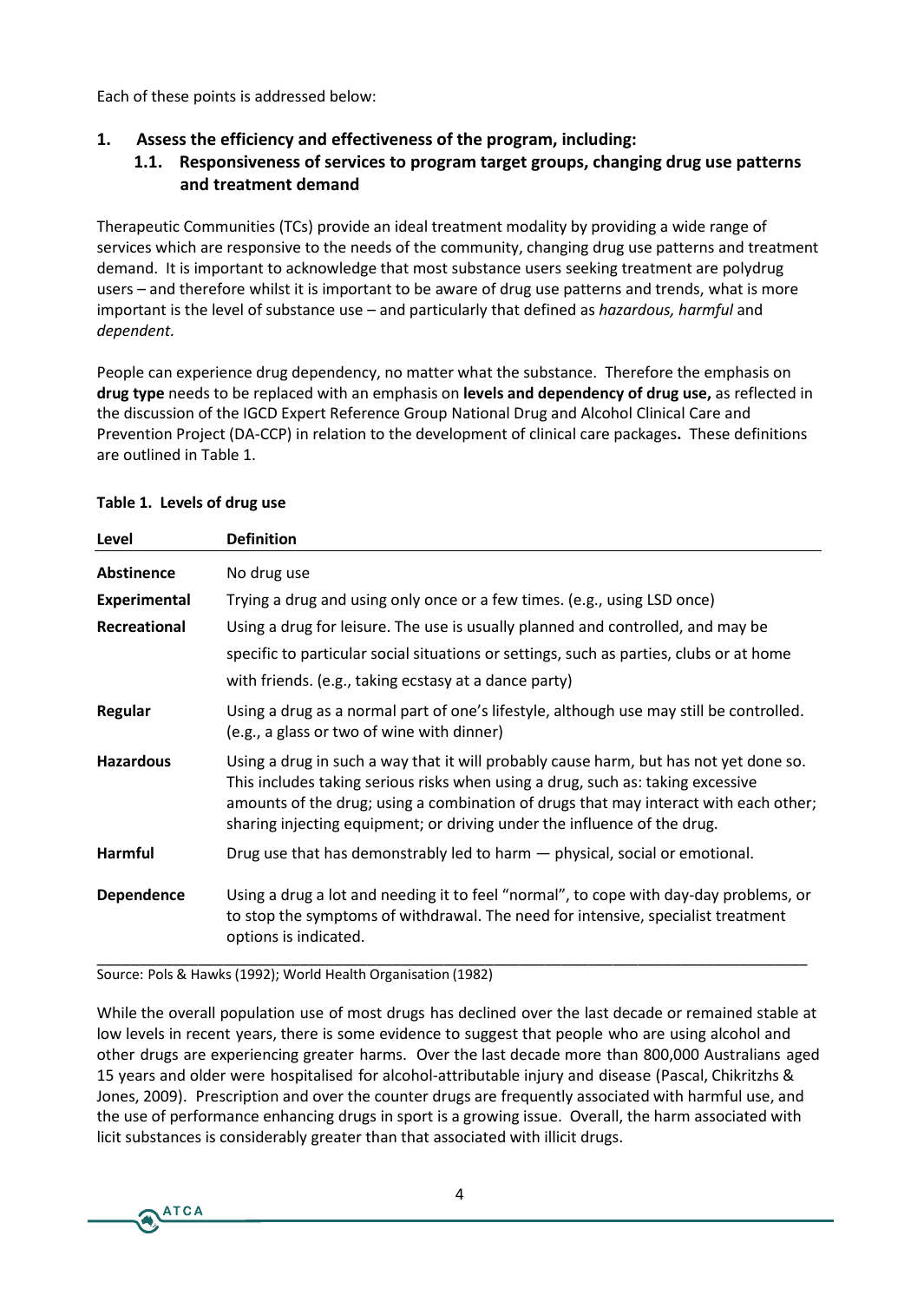Each of these points is addressed below:

## 1. Assess the efficiency and effectiveness of the program, including:

### 1.1. Responsiveness of services to program target groups, changing drug use patterns and treatment demand

Therapeutic Communities (TCs) provide an ideal treatment modality by providing a wide range of services which are responsive to the needs of the community, changing drug use patterns and treatment demand. It is important to acknowledge that most substance users seeking treatment are polydrug users – and therefore whilst it is important to be aware of drug use patterns and trends, what is more important is the level of substance use – and particularly that defined as *hazardous, harmful* and *dependent.*

People can experience drug dependency, no matter what the substance. Therefore the emphasis on **drug type** needs to be replaced with an emphasis on **levels and dependency of drug use,** as reflected in the discussion of the IGCD Expert Reference Group National Drug and Alcohol Clinical Care and Prevention Project (DA-CCP) in relation to the development of clinical care packages**.** These definitions are outlined in Table 1.

**Table 1. Levels of drug use**

| Level | Definition |
|---|---|
| **Abstinence** | No drug use |
| **Experimental** | Trying a drug and using only once or a few times. (e.g., using LSD once) |
| **Recreational** | Using a drug for leisure. The use is usually planned and controlled, and may be specific to particular social situations or settings, such as parties, clubs or at home with friends. (e.g., taking ecstasy at a dance party) |
| **Regular** | Using a drug as a normal part of one's lifestyle, although use may still be controlled. (e.g., a glass or two of wine with dinner) |
| **Hazardous** | Using a drug in such a way that it will probably cause harm, but has not yet done so. This includes taking serious risks when using a drug, such as: taking excessive amounts of the drug; using a combination of drugs that may interact with each other; sharing injecting equipment; or driving under the influence of the drug. |
| **Harmful** | Drug use that has demonstrably led to harm — physical, social or emotional. |
| **Dependence** | Using a drug a lot and needing it to feel "normal", to cope with day-day problems, or to stop the symptoms of withdrawal. The need for intensive, specialist treatment options is indicated. |

Source: Pols & Hawks (1992); World Health Organisation (1982)

While the overall population use of most drugs has declined over the last decade or remained stable at low levels in recent years, there is some evidence to suggest that people who are using alcohol and other drugs are experiencing greater harms. Over the last decade more than 800,000 Australians aged 15 years and older were hospitalised for alcohol-attributable injury and disease (Pascal, Chikritzhs & Jones, 2009). Prescription and over the counter drugs are frequently associated with harmful use, and the use of performance enhancing drugs in sport is a growing issue. Overall, the harm associated with licit substances is considerably greater than that associated with illicit drugs.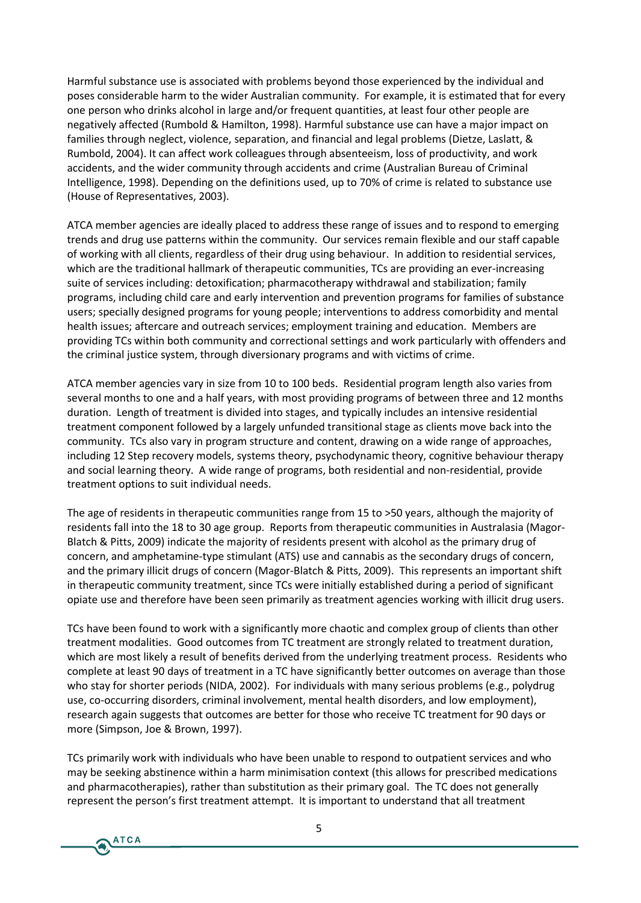Harmful substance use is associated with problems beyond those experienced by the individual and poses considerable harm to the wider Australian community. For example, it is estimated that for every one person who drinks alcohol in large and/or frequent quantities, at least four other people are negatively affected (Rumbold & Hamilton, 1998). Harmful substance use can have a major impact on families through neglect, violence, separation, and financial and legal problems (Dietze, Laslatt, & Rumbold, 2004). It can affect work colleagues through absenteeism, loss of productivity, and work accidents, and the wider community through accidents and crime (Australian Bureau of Criminal Intelligence, 1998). Depending on the definitions used, up to 70% of crime is related to substance use (House of Representatives, 2003).

ATCA member agencies are ideally placed to address these range of issues and to respond to emerging trends and drug use patterns within the community. Our services remain flexible and our staff capable of working with all clients, regardless of their drug using behaviour. In addition to residential services, which are the traditional hallmark of therapeutic communities, TCs are providing an ever-increasing suite of services including: detoxification; pharmacotherapy withdrawal and stabilization; family programs, including child care and early intervention and prevention programs for families of substance users; specially designed programs for young people; interventions to address comorbidity and mental health issues; aftercare and outreach services; employment training and education. Members are providing TCs within both community and correctional settings and work particularly with offenders and the criminal justice system, through diversionary programs and with victims of crime.

ATCA member agencies vary in size from 10 to 100 beds. Residential program length also varies from several months to one and a half years, with most providing programs of between three and 12 months duration. Length of treatment is divided into stages, and typically includes an intensive residential treatment component followed by a largely unfunded transitional stage as clients move back into the community. TCs also vary in program structure and content, drawing on a wide range of approaches, including 12 Step recovery models, systems theory, psychodynamic theory, cognitive behaviour therapy and social learning theory. A wide range of programs, both residential and non-residential, provide treatment options to suit individual needs.

The age of residents in therapeutic communities range from 15 to >50 years, although the majority of residents fall into the 18 to 30 age group. Reports from therapeutic communities in Australasia (Magor-Blatch & Pitts, 2009) indicate the majority of residents present with alcohol as the primary drug of concern, and amphetamine-type stimulant (ATS) use and cannabis as the secondary drugs of concern, and the primary illicit drugs of concern (Magor-Blatch & Pitts, 2009). This represents an important shift in therapeutic community treatment, since TCs were initially established during a period of significant opiate use and therefore have been seen primarily as treatment agencies working with illicit drug users.

TCs have been found to work with a significantly more chaotic and complex group of clients than other treatment modalities. Good outcomes from TC treatment are strongly related to treatment duration, which are most likely a result of benefits derived from the underlying treatment process. Residents who complete at least 90 days of treatment in a TC have significantly better outcomes on average than those who stay for shorter periods (NIDA, 2002). For individuals with many serious problems (e.g., polydrug use, co-occurring disorders, criminal involvement, mental health disorders, and low employment), research again suggests that outcomes are better for those who receive TC treatment for 90 days or more (Simpson, Joe & Brown, 1997).

TCs primarily work with individuals who have been unable to respond to outpatient services and who may be seeking abstinence within a harm minimisation context (this allows for prescribed medications and pharmacotherapies), rather than substitution as their primary goal. The TC does not generally represent the person's first treatment attempt. It is important to understand that all treatment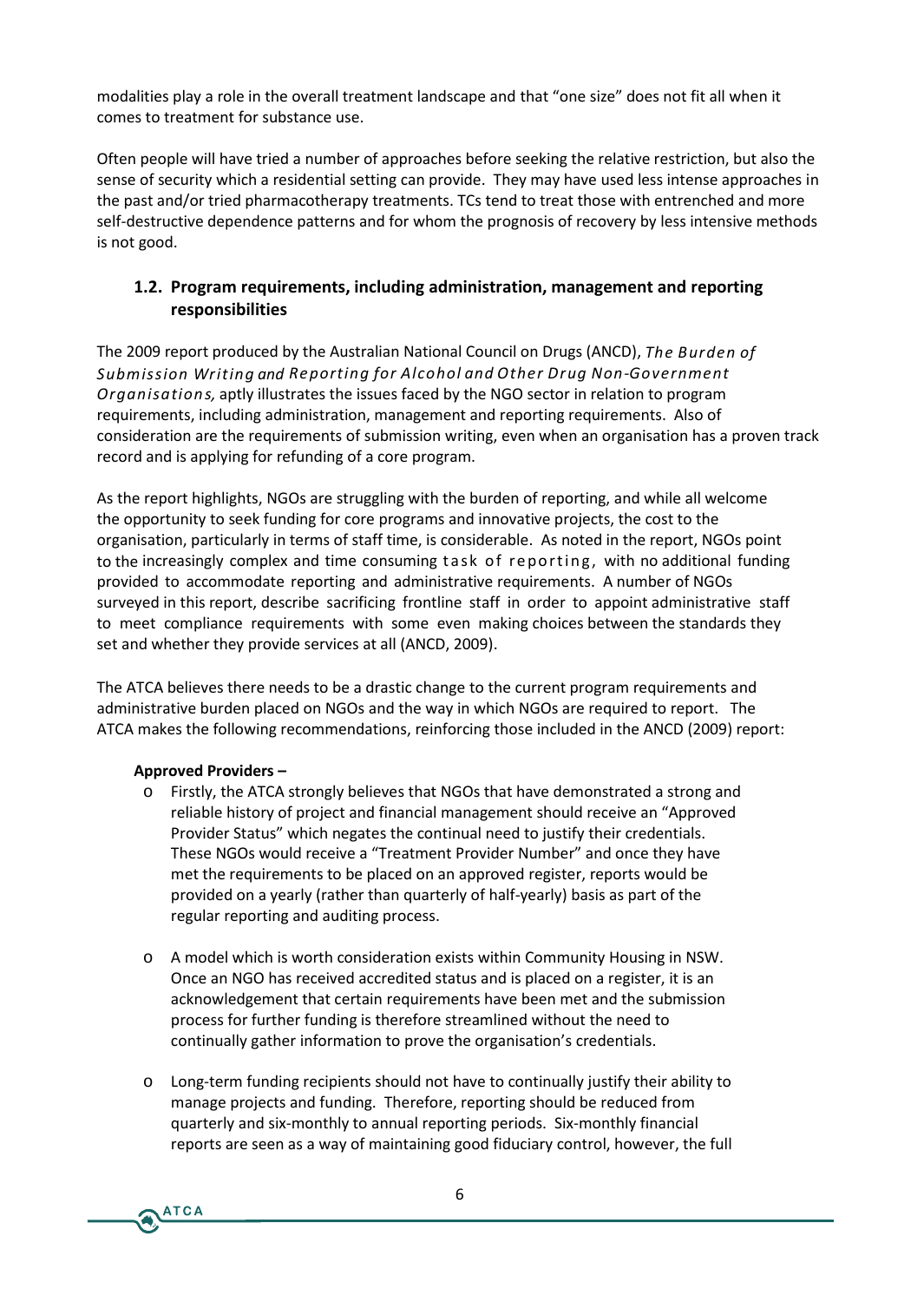modalities play a role in the overall treatment landscape and that "one size" does not fit all when it comes to treatment for substance use.

Often people will have tried a number of approaches before seeking the relative restriction, but also the sense of security which a residential setting can provide. They may have used less intense approaches in the past and/or tried pharmacotherapy treatments. TCs tend to treat those with entrenched and more self-destructive dependence patterns and for whom the prognosis of recovery by less intensive methods is not good.

### 1.2. Program requirements, including administration, management and reporting responsibilities

The 2009 report produced by the Australian National Council on Drugs (ANCD), *The Burden of Submission Writing and Reporting for Alcohol and Other Drug Non-Government Organisations,* aptly illustrates the issues faced by the NGO sector in relation to program requirements, including administration, management and reporting requirements. Also of consideration are the requirements of submission writing, even when an organisation has a proven track record and is applying for refunding of a core program.

As the report highlights, NGOs are struggling with the burden of reporting, and while all welcome the opportunity to seek funding for core programs and innovative projects, the cost to the organisation, particularly in terms of staff time, is considerable. As noted in the report, NGOs point to the increasingly complex and time consuming task of reporting, with no additional funding provided to accommodate reporting and administrative requirements. A number of NGOs surveyed in this report, describe sacrificing frontline staff in order to appoint administrative staff to meet compliance requirements with some even making choices between the standards they set and whether they provide services at all (ANCD, 2009).

The ATCA believes there needs to be a drastic change to the current program requirements and administrative burden placed on NGOs and the way in which NGOs are required to report. The ATCA makes the following recommendations, reinforcing those included in the ANCD (2009) report:

**Approved Providers –**

- Firstly, the ATCA strongly believes that NGOs that have demonstrated a strong and reliable history of project and financial management should receive an "Approved Provider Status" which negates the continual need to justify their credentials. These NGOs would receive a "Treatment Provider Number" and once they have met the requirements to be placed on an approved register, reports would be provided on a yearly (rather than quarterly of half-yearly) basis as part of the regular reporting and auditing process.

- A model which is worth consideration exists within Community Housing in NSW. Once an NGO has received accredited status and is placed on a register, it is an acknowledgement that certain requirements have been met and the submission process for further funding is therefore streamlined without the need to continually gather information to prove the organisation's credentials.

- Long-term funding recipients should not have to continually justify their ability to manage projects and funding. Therefore, reporting should be reduced from quarterly and six-monthly to annual reporting periods. Six-monthly financial reports are seen as a way of maintaining good fiduciary control, however, the full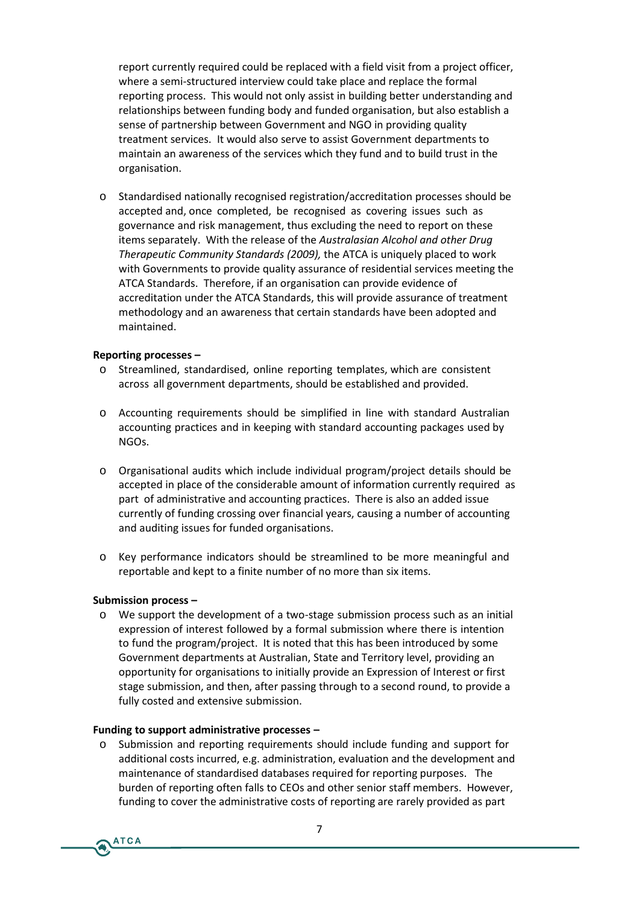report currently required could be replaced with a field visit from a project officer, where a semi-structured interview could take place and replace the formal reporting process. This would not only assist in building better understanding and relationships between funding body and funded organisation, but also establish a sense of partnership between Government and NGO in providing quality treatment services. It would also serve to assist Government departments to maintain an awareness of the services which they fund and to build trust in the organisation.

- Standardised nationally recognised registration/accreditation processes should be accepted and, once completed, be recognised as covering issues such as governance and risk management, thus excluding the need to report on these items separately. With the release of the *Australasian Alcohol and other Drug Therapeutic Community Standards (2009),* the ATCA is uniquely placed to work with Governments to provide quality assurance of residential services meeting the ATCA Standards. Therefore, if an organisation can provide evidence of accreditation under the ATCA Standards, this will provide assurance of treatment methodology and an awareness that certain standards have been adopted and maintained.

**Reporting processes –**

- Streamlined, standardised, online reporting templates, which are consistent across all government departments, should be established and provided.
- Accounting requirements should be simplified in line with standard Australian accounting practices and in keeping with standard accounting packages used by NGOs.
- Organisational audits which include individual program/project details should be accepted in place of the considerable amount of information currently required as part of administrative and accounting practices. There is also an added issue currently of funding crossing over financial years, causing a number of accounting and auditing issues for funded organisations.
- Key performance indicators should be streamlined to be more meaningful and reportable and kept to a finite number of no more than six items.

**Submission process –**

- We support the development of a two-stage submission process such as an initial expression of interest followed by a formal submission where there is intention to fund the program/project. It is noted that this has been introduced by some Government departments at Australian, State and Territory level, providing an opportunity for organisations to initially provide an Expression of Interest or first stage submission, and then, after passing through to a second round, to provide a fully costed and extensive submission.

**Funding to support administrative processes –**

- Submission and reporting requirements should include funding and support for additional costs incurred, e.g. administration, evaluation and the development and maintenance of standardised databases required for reporting purposes. The burden of reporting often falls to CEOs and other senior staff members. However, funding to cover the administrative costs of reporting are rarely provided as part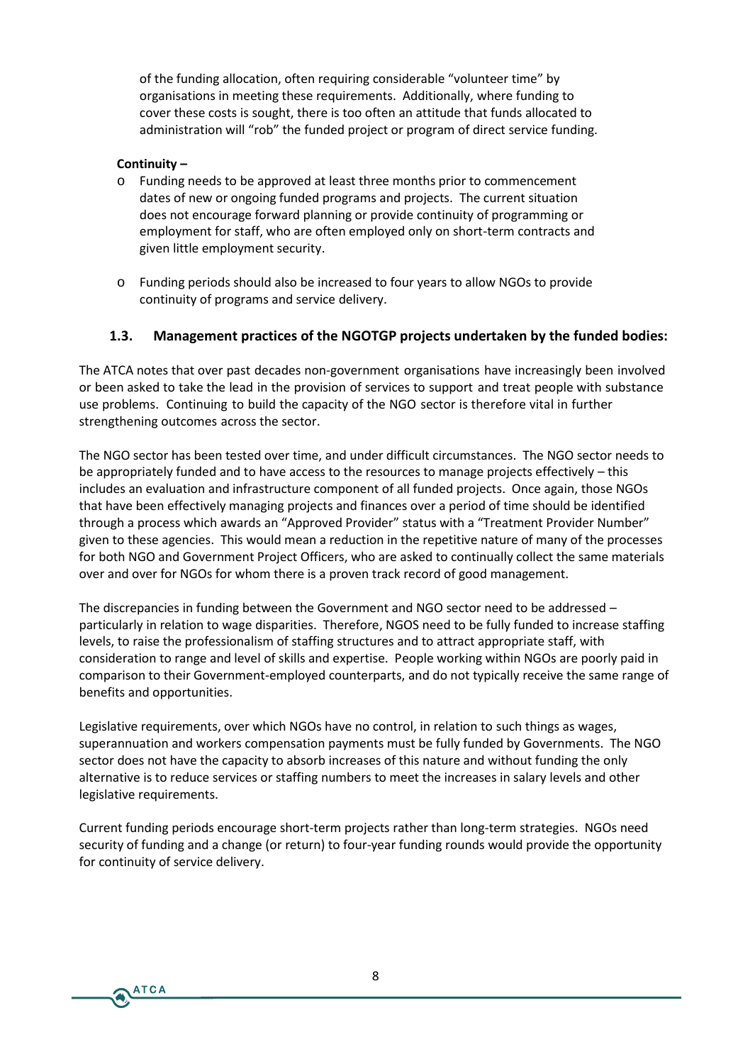of the funding allocation, often requiring considerable "volunteer time" by organisations in meeting these requirements. Additionally, where funding to cover these costs is sought, there is too often an attitude that funds allocated to administration will "rob" the funded project or program of direct service funding.

**Continuity –**

- Funding needs to be approved at least three months prior to commencement dates of new or ongoing funded programs and projects. The current situation does not encourage forward planning or provide continuity of programming or employment for staff, who are often employed only on short-term contracts and given little employment security.

- Funding periods should also be increased to four years to allow NGOs to provide continuity of programs and service delivery.

### 1.3. Management practices of the NGOTGP projects undertaken by the funded bodies:

The ATCA notes that over past decades non-government organisations have increasingly been involved or been asked to take the lead in the provision of services to support and treat people with substance use problems. Continuing to build the capacity of the NGO sector is therefore vital in further strengthening outcomes across the sector.

The NGO sector has been tested over time, and under difficult circumstances. The NGO sector needs to be appropriately funded and to have access to the resources to manage projects effectively – this includes an evaluation and infrastructure component of all funded projects. Once again, those NGOs that have been effectively managing projects and finances over a period of time should be identified through a process which awards an "Approved Provider" status with a "Treatment Provider Number" given to these agencies. This would mean a reduction in the repetitive nature of many of the processes for both NGO and Government Project Officers, who are asked to continually collect the same materials over and over for NGOs for whom there is a proven track record of good management.

The discrepancies in funding between the Government and NGO sector need to be addressed – particularly in relation to wage disparities. Therefore, NGOS need to be fully funded to increase staffing levels, to raise the professionalism of staffing structures and to attract appropriate staff, with consideration to range and level of skills and expertise. People working within NGOs are poorly paid in comparison to their Government-employed counterparts, and do not typically receive the same range of benefits and opportunities.

Legislative requirements, over which NGOs have no control, in relation to such things as wages, superannuation and workers compensation payments must be fully funded by Governments. The NGO sector does not have the capacity to absorb increases of this nature and without funding the only alternative is to reduce services or staffing numbers to meet the increases in salary levels and other legislative requirements.

Current funding periods encourage short-term projects rather than long-term strategies. NGOs need security of funding and a change (or return) to four-year funding rounds would provide the opportunity for continuity of service delivery.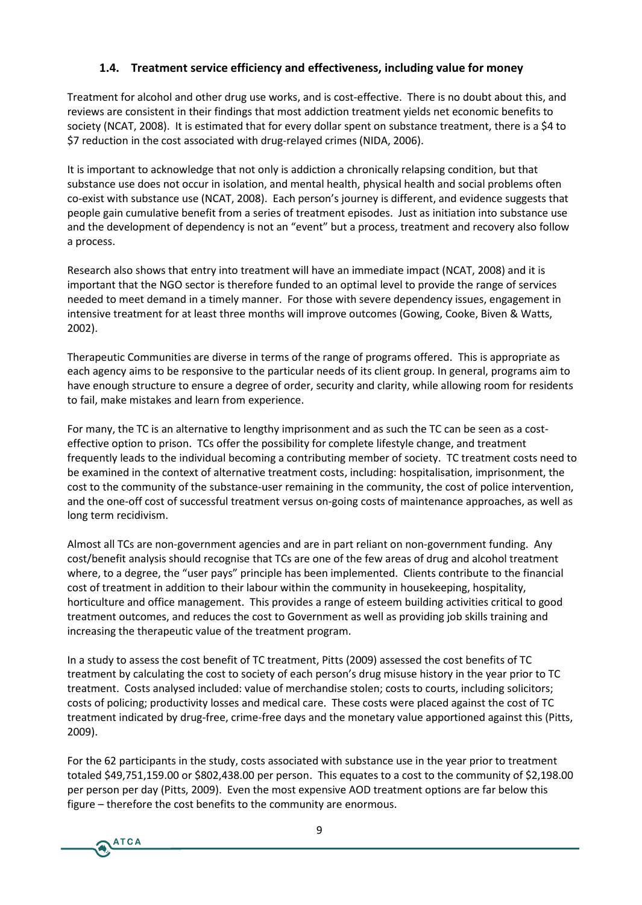### 1.4. Treatment service efficiency and effectiveness, including value for money

Treatment for alcohol and other drug use works, and is cost-effective. There is no doubt about this, and reviews are consistent in their findings that most addiction treatment yields net economic benefits to society (NCAT, 2008). It is estimated that for every dollar spent on substance treatment, there is a $4 to $7 reduction in the cost associated with drug-relayed crimes (NIDA, 2006).

It is important to acknowledge that not only is addiction a chronically relapsing condition, but that substance use does not occur in isolation, and mental health, physical health and social problems often co-exist with substance use (NCAT, 2008). Each person's journey is different, and evidence suggests that people gain cumulative benefit from a series of treatment episodes. Just as initiation into substance use and the development of dependency is not an "event" but a process, treatment and recovery also follow a process.

Research also shows that entry into treatment will have an immediate impact (NCAT, 2008) and it is important that the NGO sector is therefore funded to an optimal level to provide the range of services needed to meet demand in a timely manner. For those with severe dependency issues, engagement in intensive treatment for at least three months will improve outcomes (Gowing, Cooke, Biven & Watts, 2002).

Therapeutic Communities are diverse in terms of the range of programs offered. This is appropriate as each agency aims to be responsive to the particular needs of its client group. In general, programs aim to have enough structure to ensure a degree of order, security and clarity, while allowing room for residents to fail, make mistakes and learn from experience.

For many, the TC is an alternative to lengthy imprisonment and as such the TC can be seen as a cost-effective option to prison. TCs offer the possibility for complete lifestyle change, and treatment frequently leads to the individual becoming a contributing member of society. TC treatment costs need to be examined in the context of alternative treatment costs, including: hospitalisation, imprisonment, the cost to the community of the substance-user remaining in the community, the cost of police intervention, and the one-off cost of successful treatment versus on-going costs of maintenance approaches, as well as long term recidivism.

Almost all TCs are non-government agencies and are in part reliant on non-government funding. Any cost/benefit analysis should recognise that TCs are one of the few areas of drug and alcohol treatment where, to a degree, the "user pays" principle has been implemented. Clients contribute to the financial cost of treatment in addition to their labour within the community in housekeeping, hospitality, horticulture and office management. This provides a range of esteem building activities critical to good treatment outcomes, and reduces the cost to Government as well as providing job skills training and increasing the therapeutic value of the treatment program.

In a study to assess the cost benefit of TC treatment, Pitts (2009) assessed the cost benefits of TC treatment by calculating the cost to society of each person's drug misuse history in the year prior to TC treatment. Costs analysed included: value of merchandise stolen; costs to courts, including solicitors; costs of policing; productivity losses and medical care. These costs were placed against the cost of TC treatment indicated by drug-free, crime-free days and the monetary value apportioned against this (Pitts, 2009).

For the 62 participants in the study, costs associated with substance use in the year prior to treatment totaled $49,751,159.00 or $802,438.00 per person. This equates to a cost to the community of $2,198.00 per person per day (Pitts, 2009). Even the most expensive AOD treatment options are far below this figure – therefore the cost benefits to the community are enormous.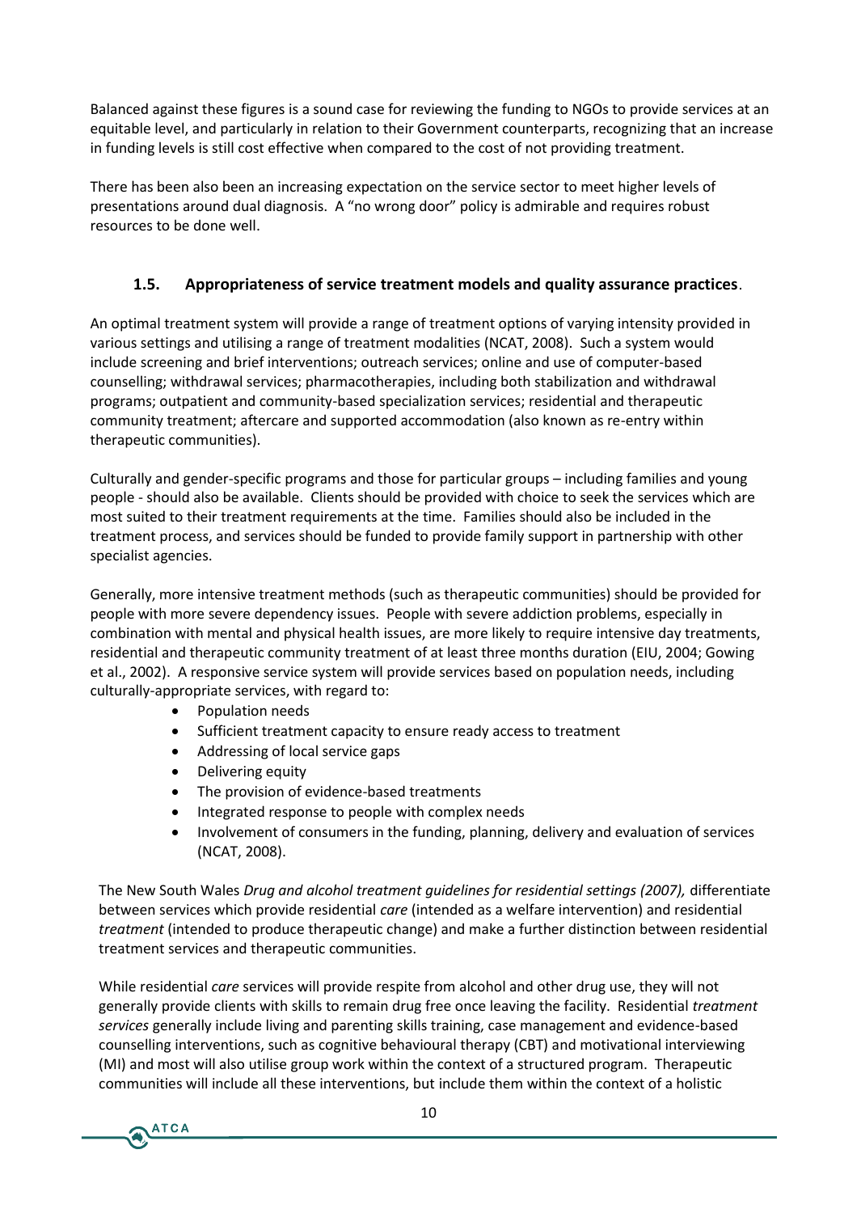Balanced against these figures is a sound case for reviewing the funding to NGOs to provide services at an equitable level, and particularly in relation to their Government counterparts, recognizing that an increase in funding levels is still cost effective when compared to the cost of not providing treatment.

There has been also been an increasing expectation on the service sector to meet higher levels of presentations around dual diagnosis. A "no wrong door" policy is admirable and requires robust resources to be done well.

### 1.5. Appropriateness of service treatment models and quality assurance practices.

An optimal treatment system will provide a range of treatment options of varying intensity provided in various settings and utilising a range of treatment modalities (NCAT, 2008). Such a system would include screening and brief interventions; outreach services; online and use of computer-based counselling; withdrawal services; pharmacotherapies, including both stabilization and withdrawal programs; outpatient and community-based specialization services; residential and therapeutic community treatment; aftercare and supported accommodation (also known as re-entry within therapeutic communities).

Culturally and gender-specific programs and those for particular groups – including families and young people - should also be available. Clients should be provided with choice to seek the services which are most suited to their treatment requirements at the time. Families should also be included in the treatment process, and services should be funded to provide family support in partnership with other specialist agencies.

Generally, more intensive treatment methods (such as therapeutic communities) should be provided for people with more severe dependency issues. People with severe addiction problems, especially in combination with mental and physical health issues, are more likely to require intensive day treatments, residential and therapeutic community treatment of at least three months duration (EIU, 2004; Gowing et al., 2002). A responsive service system will provide services based on population needs, including culturally-appropriate services, with regard to:

- Population needs
- Sufficient treatment capacity to ensure ready access to treatment
- Addressing of local service gaps
- Delivering equity
- The provision of evidence-based treatments
- Integrated response to people with complex needs
- Involvement of consumers in the funding, planning, delivery and evaluation of services (NCAT, 2008).

The New South Wales *Drug and alcohol treatment guidelines for residential settings (2007),* differentiate between services which provide residential *care* (intended as a welfare intervention) and residential *treatment* (intended to produce therapeutic change) and make a further distinction between residential treatment services and therapeutic communities.

While residential *care* services will provide respite from alcohol and other drug use, they will not generally provide clients with skills to remain drug free once leaving the facility. Residential *treatment services* generally include living and parenting skills training, case management and evidence-based counselling interventions, such as cognitive behavioural therapy (CBT) and motivational interviewing (MI) and most will also utilise group work within the context of a structured program. Therapeutic communities will include all these interventions, but include them within the context of a holistic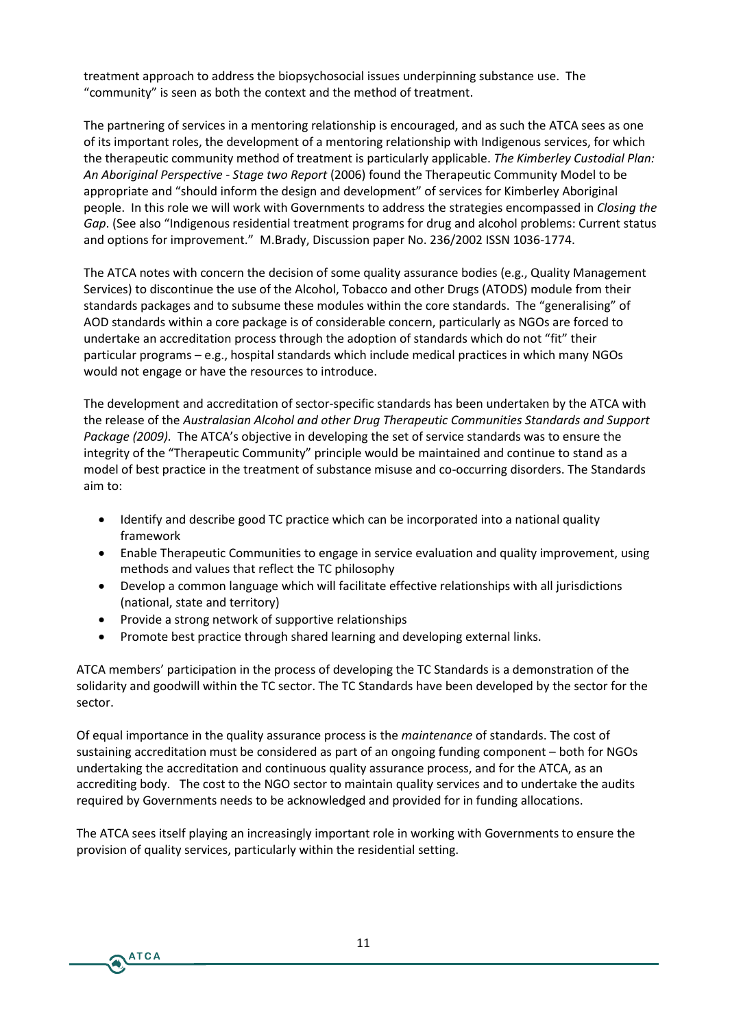treatment approach to address the biopsychosocial issues underpinning substance use. The "community" is seen as both the context and the method of treatment.

The partnering of services in a mentoring relationship is encouraged, and as such the ATCA sees as one of its important roles, the development of a mentoring relationship with Indigenous services, for which the therapeutic community method of treatment is particularly applicable. *The Kimberley Custodial Plan: An Aboriginal Perspective - Stage two Report* (2006) found the Therapeutic Community Model to be appropriate and "should inform the design and development" of services for Kimberley Aboriginal people. In this role we will work with Governments to address the strategies encompassed in *Closing the Gap*. (See also "Indigenous residential treatment programs for drug and alcohol problems: Current status and options for improvement." M.Brady, Discussion paper No. 236/2002 ISSN 1036-1774.

The ATCA notes with concern the decision of some quality assurance bodies (e.g., Quality Management Services) to discontinue the use of the Alcohol, Tobacco and other Drugs (ATODS) module from their standards packages and to subsume these modules within the core standards. The "generalising" of AOD standards within a core package is of considerable concern, particularly as NGOs are forced to undertake an accreditation process through the adoption of standards which do not "fit" their particular programs – e.g., hospital standards which include medical practices in which many NGOs would not engage or have the resources to introduce.

The development and accreditation of sector-specific standards has been undertaken by the ATCA with the release of the *Australasian Alcohol and other Drug Therapeutic Communities Standards and Support Package (2009).* The ATCA's objective in developing the set of service standards was to ensure the integrity of the "Therapeutic Community" principle would be maintained and continue to stand as a model of best practice in the treatment of substance misuse and co-occurring disorders. The Standards aim to:

- Identify and describe good TC practice which can be incorporated into a national quality framework
- Enable Therapeutic Communities to engage in service evaluation and quality improvement, using methods and values that reflect the TC philosophy
- Develop a common language which will facilitate effective relationships with all jurisdictions (national, state and territory)
- Provide a strong network of supportive relationships
- Promote best practice through shared learning and developing external links.

ATCA members' participation in the process of developing the TC Standards is a demonstration of the solidarity and goodwill within the TC sector. The TC Standards have been developed by the sector for the sector.

Of equal importance in the quality assurance process is the *maintenance* of standards. The cost of sustaining accreditation must be considered as part of an ongoing funding component – both for NGOs undertaking the accreditation and continuous quality assurance process, and for the ATCA, as an accrediting body. The cost to the NGO sector to maintain quality services and to undertake the audits required by Governments needs to be acknowledged and provided for in funding allocations.

The ATCA sees itself playing an increasingly important role in working with Governments to ensure the provision of quality services, particularly within the residential setting.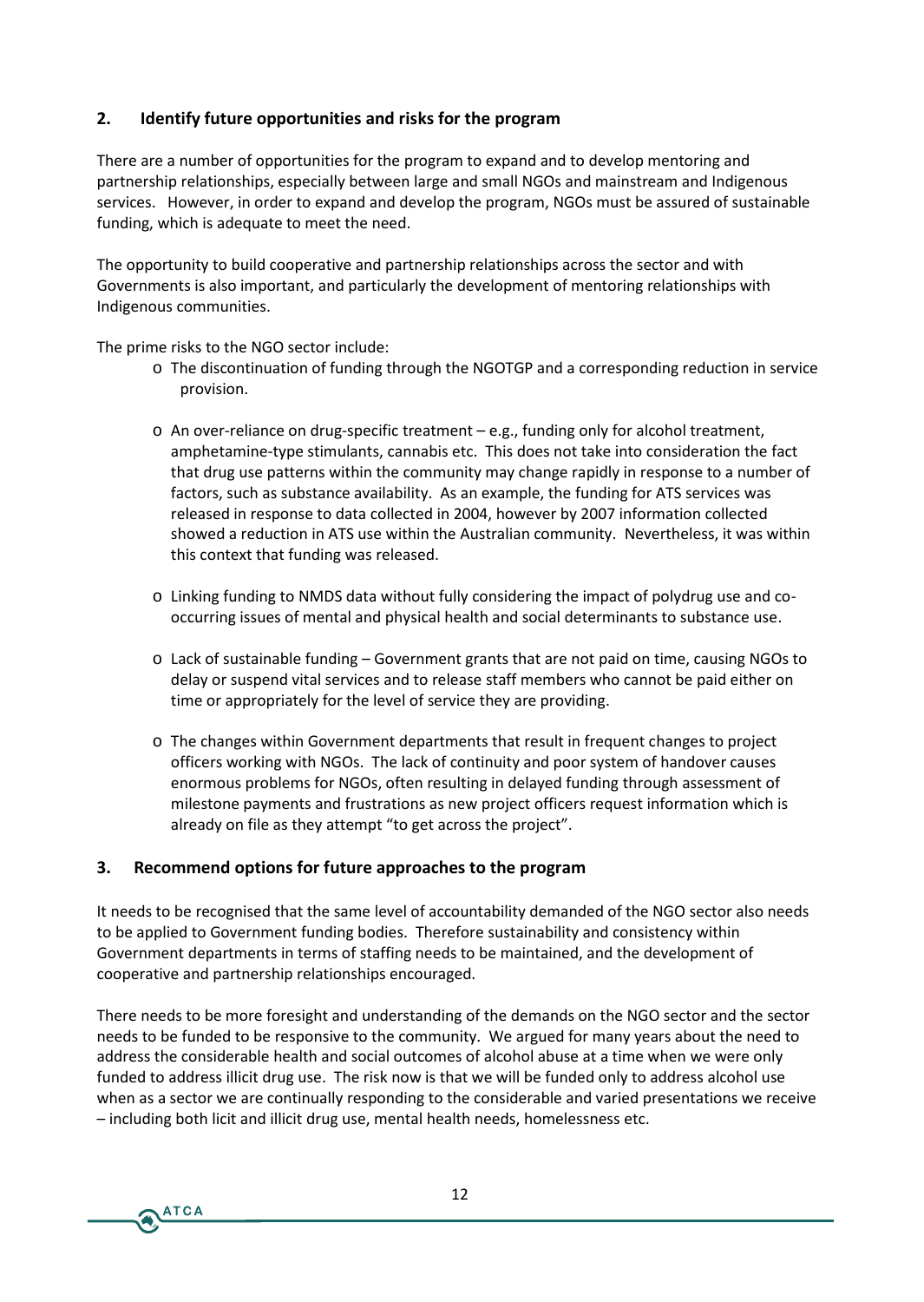## 2. Identify future opportunities and risks for the program

There are a number of opportunities for the program to expand and to develop mentoring and partnership relationships, especially between large and small NGOs and mainstream and Indigenous services. However, in order to expand and develop the program, NGOs must be assured of sustainable funding, which is adequate to meet the need.

The opportunity to build cooperative and partnership relationships across the sector and with Governments is also important, and particularly the development of mentoring relationships with Indigenous communities.

The prime risks to the NGO sector include:

- The discontinuation of funding through the NGOTGP and a corresponding reduction in service provision.
- An over-reliance on drug-specific treatment – e.g., funding only for alcohol treatment, amphetamine-type stimulants, cannabis etc. This does not take into consideration the fact that drug use patterns within the community may change rapidly in response to a number of factors, such as substance availability. As an example, the funding for ATS services was released in response to data collected in 2004, however by 2007 information collected showed a reduction in ATS use within the Australian community. Nevertheless, it was within this context that funding was released.
- Linking funding to NMDS data without fully considering the impact of polydrug use and co-occurring issues of mental and physical health and social determinants to substance use.
- Lack of sustainable funding – Government grants that are not paid on time, causing NGOs to delay or suspend vital services and to release staff members who cannot be paid either on time or appropriately for the level of service they are providing.
- The changes within Government departments that result in frequent changes to project officers working with NGOs. The lack of continuity and poor system of handover causes enormous problems for NGOs, often resulting in delayed funding through assessment of milestone payments and frustrations as new project officers request information which is already on file as they attempt "to get across the project".

## 3. Recommend options for future approaches to the program

It needs to be recognised that the same level of accountability demanded of the NGO sector also needs to be applied to Government funding bodies. Therefore sustainability and consistency within Government departments in terms of staffing needs to be maintained, and the development of cooperative and partnership relationships encouraged.

There needs to be more foresight and understanding of the demands on the NGO sector and the sector needs to be funded to be responsive to the community. We argued for many years about the need to address the considerable health and social outcomes of alcohol abuse at a time when we were only funded to address illicit drug use. The risk now is that we will be funded only to address alcohol use when as a sector we are continually responding to the considerable and varied presentations we receive – including both licit and illicit drug use, mental health needs, homelessness etc.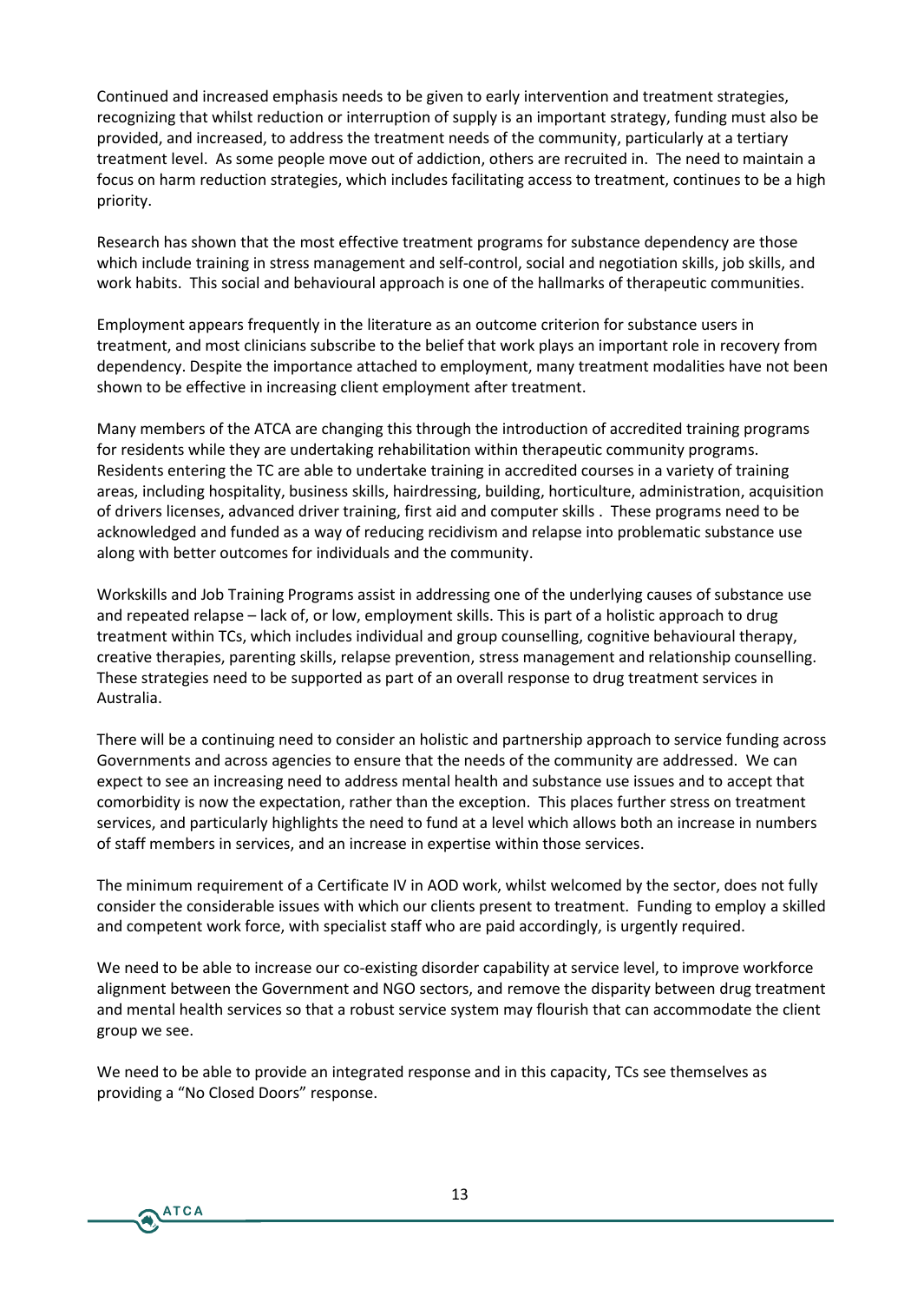Continued and increased emphasis needs to be given to early intervention and treatment strategies, recognizing that whilst reduction or interruption of supply is an important strategy, funding must also be provided, and increased, to address the treatment needs of the community, particularly at a tertiary treatment level. As some people move out of addiction, others are recruited in. The need to maintain a focus on harm reduction strategies, which includes facilitating access to treatment, continues to be a high priority.

Research has shown that the most effective treatment programs for substance dependency are those which include training in stress management and self-control, social and negotiation skills, job skills, and work habits. This social and behavioural approach is one of the hallmarks of therapeutic communities.

Employment appears frequently in the literature as an outcome criterion for substance users in treatment, and most clinicians subscribe to the belief that work plays an important role in recovery from dependency. Despite the importance attached to employment, many treatment modalities have not been shown to be effective in increasing client employment after treatment.

Many members of the ATCA are changing this through the introduction of accredited training programs for residents while they are undertaking rehabilitation within therapeutic community programs. Residents entering the TC are able to undertake training in accredited courses in a variety of training areas, including hospitality, business skills, hairdressing, building, horticulture, administration, acquisition of drivers licenses, advanced driver training, first aid and computer skills . These programs need to be acknowledged and funded as a way of reducing recidivism and relapse into problematic substance use along with better outcomes for individuals and the community.

Workskills and Job Training Programs assist in addressing one of the underlying causes of substance use and repeated relapse – lack of, or low, employment skills. This is part of a holistic approach to drug treatment within TCs, which includes individual and group counselling, cognitive behavioural therapy, creative therapies, parenting skills, relapse prevention, stress management and relationship counselling. These strategies need to be supported as part of an overall response to drug treatment services in Australia.

There will be a continuing need to consider an holistic and partnership approach to service funding across Governments and across agencies to ensure that the needs of the community are addressed. We can expect to see an increasing need to address mental health and substance use issues and to accept that comorbidity is now the expectation, rather than the exception. This places further stress on treatment services, and particularly highlights the need to fund at a level which allows both an increase in numbers of staff members in services, and an increase in expertise within those services.

The minimum requirement of a Certificate IV in AOD work, whilst welcomed by the sector, does not fully consider the considerable issues with which our clients present to treatment. Funding to employ a skilled and competent work force, with specialist staff who are paid accordingly, is urgently required.

We need to be able to increase our co-existing disorder capability at service level, to improve workforce alignment between the Government and NGO sectors, and remove the disparity between drug treatment and mental health services so that a robust service system may flourish that can accommodate the client group we see.

We need to be able to provide an integrated response and in this capacity, TCs see themselves as providing a "No Closed Doors" response.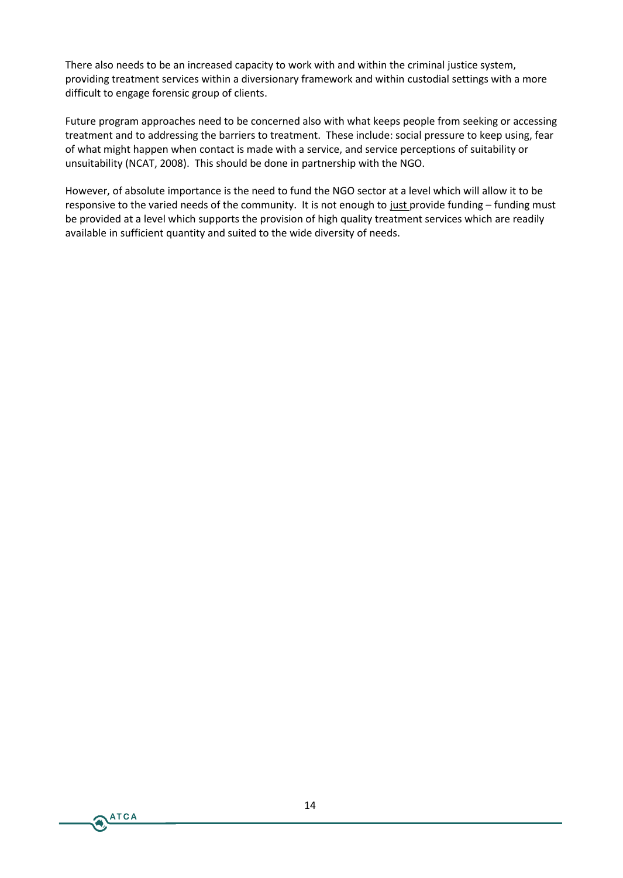There also needs to be an increased capacity to work with and within the criminal justice system, providing treatment services within a diversionary framework and within custodial settings with a more difficult to engage forensic group of clients.

Future program approaches need to be concerned also with what keeps people from seeking or accessing treatment and to addressing the barriers to treatment. These include: social pressure to keep using, fear of what might happen when contact is made with a service, and service perceptions of suitability or unsuitability (NCAT, 2008). This should be done in partnership with the NGO.

However, of absolute importance is the need to fund the NGO sector at a level which will allow it to be responsive to the varied needs of the community. It is not enough to just provide funding – funding must be provided at a level which supports the provision of high quality treatment services which are readily available in sufficient quantity and suited to the wide diversity of needs.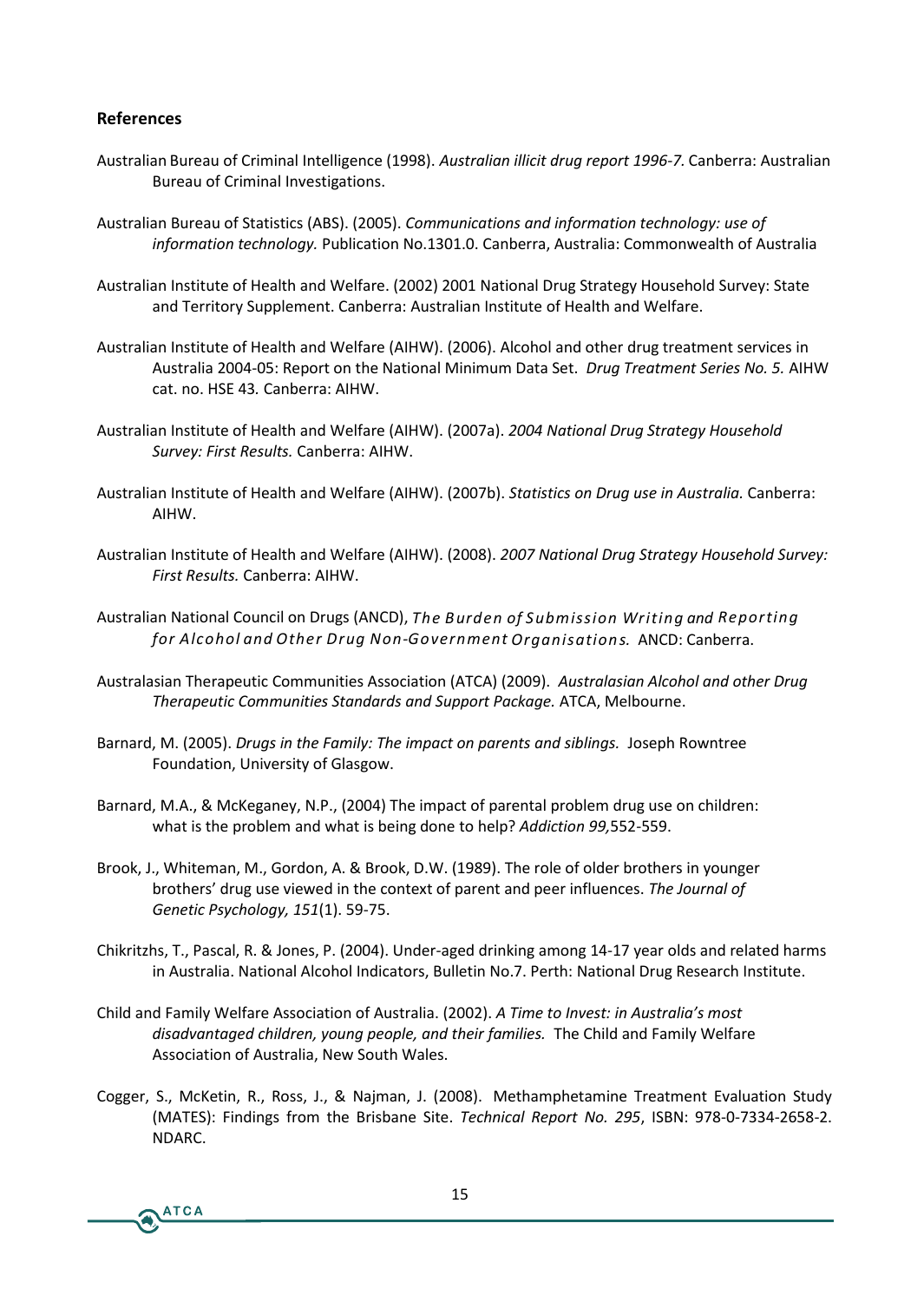## References

Australian Bureau of Criminal Intelligence (1998). *Australian illicit drug report 1996-7.* Canberra: Australian Bureau of Criminal Investigations.

Australian Bureau of Statistics (ABS). (2005). *Communications and information technology: use of information technology.* Publication No.1301.0. Canberra, Australia: Commonwealth of Australia

Australian Institute of Health and Welfare. (2002) 2001 National Drug Strategy Household Survey: State and Territory Supplement. Canberra: Australian Institute of Health and Welfare.

Australian Institute of Health and Welfare (AIHW). (2006). Alcohol and other drug treatment services in Australia 2004-05: Report on the National Minimum Data Set. *Drug Treatment Series No. 5.* AIHW cat. no. HSE 43*.* Canberra: AIHW.

Australian Institute of Health and Welfare (AIHW). (2007a). *2004 National Drug Strategy Household Survey: First Results.* Canberra: AIHW.

Australian Institute of Health and Welfare (AIHW). (2007b). *Statistics on Drug use in Australia.* Canberra: AIHW.

Australian Institute of Health and Welfare (AIHW). (2008). *2007 National Drug Strategy Household Survey: First Results.* Canberra: AIHW.

Australian National Council on Drugs (ANCD), *The Burden of Submission Writing and Reporting for Alcohol and Other Drug Non-Government Organisations.* ANCD: Canberra.

Australasian Therapeutic Communities Association (ATCA) (2009). *Australasian Alcohol and other Drug Therapeutic Communities Standards and Support Package.* ATCA, Melbourne.

Barnard, M. (2005). *Drugs in the Family: The impact on parents and siblings.* Joseph Rowntree Foundation, University of Glasgow.

Barnard, M.A., & McKeganey, N.P., (2004) The impact of parental problem drug use on children: what is the problem and what is being done to help? *Addiction 99,*552-559.

Brook, J., Whiteman, M., Gordon, A. & Brook, D.W. (1989). The role of older brothers in younger brothers' drug use viewed in the context of parent and peer influences. *The Journal of Genetic Psychology, 151*(1). 59-75.

Chikritzhs, T., Pascal, R. & Jones, P. (2004). Under-aged drinking among 14-17 year olds and related harms in Australia. National Alcohol Indicators, Bulletin No.7. Perth: National Drug Research Institute.

Child and Family Welfare Association of Australia. (2002). *A Time to Invest: in Australia's most disadvantaged children, young people, and their families.* The Child and Family Welfare Association of Australia, New South Wales.

Cogger, S., McKetin, R., Ross, J., & Najman, J. (2008). Methamphetamine Treatment Evaluation Study (MATES): Findings from the Brisbane Site. *Technical Report No. 295*, ISBN: 978-0-7334-2658-2. NDARC.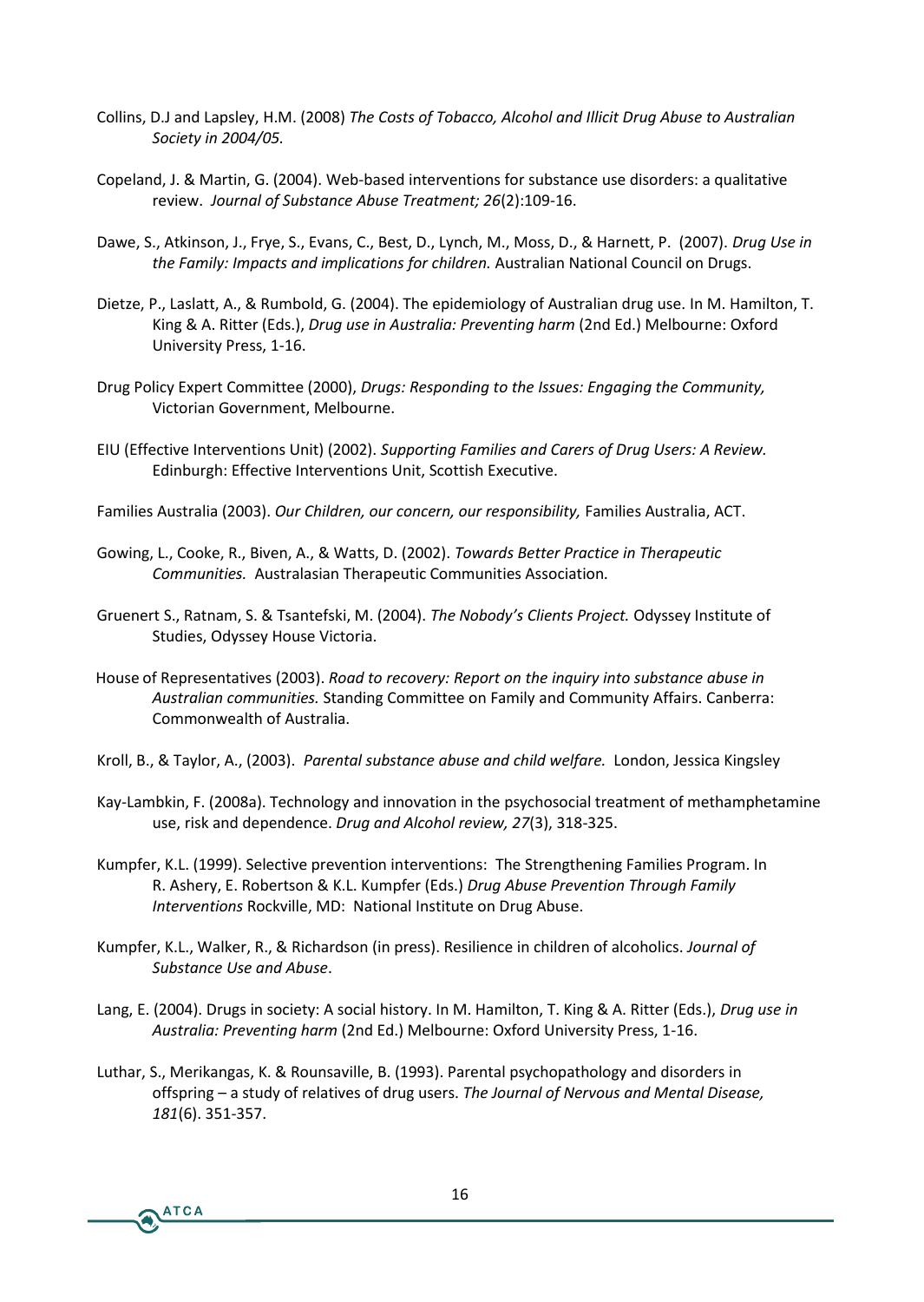Collins, D.J and Lapsley, H.M. (2008) *The Costs of Tobacco, Alcohol and Illicit Drug Abuse to Australian Society in 2004/05.*

Copeland, J. & Martin, G. (2004). Web-based interventions for substance use disorders: a qualitative review. *Journal of Substance Abuse Treatment; 26*(2):109-16.

Dawe, S., Atkinson, J., Frye, S., Evans, C., Best, D., Lynch, M., Moss, D., & Harnett, P. (2007). *Drug Use in the Family: Impacts and implications for children.* Australian National Council on Drugs.

Dietze, P., Laslatt, A., & Rumbold, G. (2004). The epidemiology of Australian drug use. In M. Hamilton, T. King & A. Ritter (Eds.), *Drug use in Australia: Preventing harm* (2nd Ed.) Melbourne: Oxford University Press, 1-16.

Drug Policy Expert Committee (2000), *Drugs: Responding to the Issues: Engaging the Community,* Victorian Government, Melbourne.

EIU (Effective Interventions Unit) (2002). *Supporting Families and Carers of Drug Users: A Review.* Edinburgh: Effective Interventions Unit, Scottish Executive.

Families Australia (2003). *Our Children, our concern, our responsibility,* Families Australia, ACT.

Gowing, L., Cooke, R., Biven, A., & Watts, D. (2002). *Towards Better Practice in Therapeutic Communities.* Australasian Therapeutic Communities Association.

Gruenert S., Ratnam, S. & Tsantefski, M. (2004). *The Nobody's Clients Project.* Odyssey Institute of Studies, Odyssey House Victoria.

House of Representatives (2003). *Road to recovery: Report on the inquiry into substance abuse in Australian communities.* Standing Committee on Family and Community Affairs. Canberra: Commonwealth of Australia.

Kroll, B., & Taylor, A., (2003). *Parental substance abuse and child welfare.* London, Jessica Kingsley

Kay-Lambkin, F. (2008a). Technology and innovation in the psychosocial treatment of methamphetamine use, risk and dependence. *Drug and Alcohol review, 27*(3), 318-325.

Kumpfer, K.L. (1999). Selective prevention interventions: The Strengthening Families Program. In R. Ashery, E. Robertson & K.L. Kumpfer (Eds.) *Drug Abuse Prevention Through Family Interventions* Rockville, MD: National Institute on Drug Abuse.

Kumpfer, K.L., Walker, R., & Richardson (in press). Resilience in children of alcoholics. *Journal of Substance Use and Abuse*.

Lang, E. (2004). Drugs in society: A social history. In M. Hamilton, T. King & A. Ritter (Eds.), *Drug use in Australia: Preventing harm* (2nd Ed.) Melbourne: Oxford University Press, 1-16.

Luthar, S., Merikangas, K. & Rounsaville, B. (1993). Parental psychopathology and disorders in offspring – a study of relatives of drug users. *The Journal of Nervous and Mental Disease, 181*(6). 351-357.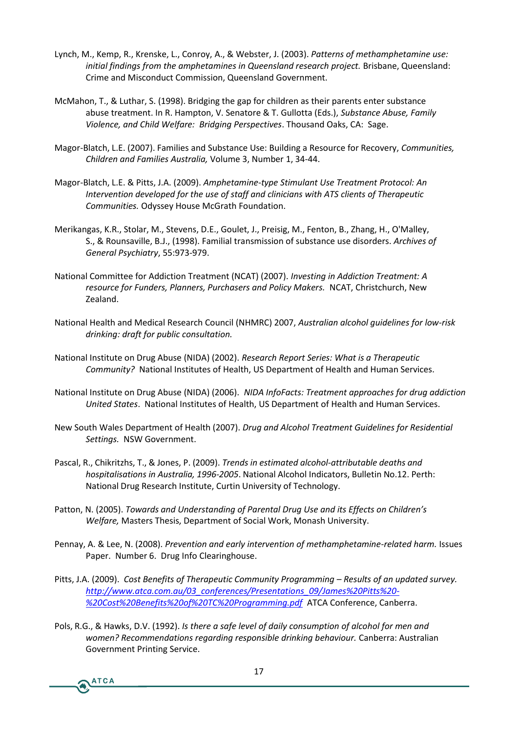Lynch, M., Kemp, R., Krenske, L., Conroy, A., & Webster, J. (2003). *Patterns of methamphetamine use: initial findings from the amphetamines in Queensland research project.* Brisbane, Queensland: Crime and Misconduct Commission, Queensland Government.

McMahon, T., & Luthar, S. (1998). Bridging the gap for children as their parents enter substance abuse treatment. In R. Hampton, V. Senatore & T. Gullotta (Eds.), *Substance Abuse, Family Violence, and Child Welfare: Bridging Perspectives*. Thousand Oaks, CA: Sage.

Magor-Blatch, L.E. (2007). Families and Substance Use: Building a Resource for Recovery, *Communities, Children and Families Australia,* Volume 3, Number 1, 34-44.

Magor-Blatch, L.E. & Pitts, J.A. (2009). *Amphetamine-type Stimulant Use Treatment Protocol: An Intervention developed for the use of staff and clinicians with ATS clients of Therapeutic Communities.* Odyssey House McGrath Foundation.

Merikangas, K.R., Stolar, M., Stevens, D.E., Goulet, J., Preisig, M., Fenton, B., Zhang, H., O'Malley, S., & Rounsaville, B.J., (1998). Familial transmission of substance use disorders. *Archives of General Psychiatry*, 55:973-979.

National Committee for Addiction Treatment (NCAT) (2007). *Investing in Addiction Treatment: A resource for Funders, Planners, Purchasers and Policy Makers.* NCAT, Christchurch, New Zealand.

National Health and Medical Research Council (NHMRC) 2007, *Australian alcohol guidelines for low-risk drinking: draft for public consultation.*

National Institute on Drug Abuse (NIDA) (2002). *Research Report Series: What is a Therapeutic Community?* National Institutes of Health, US Department of Health and Human Services.

National Institute on Drug Abuse (NIDA) (2006). *NIDA InfoFacts: Treatment approaches for drug addiction United States*. National Institutes of Health, US Department of Health and Human Services.

New South Wales Department of Health (2007). *Drug and Alcohol Treatment Guidelines for Residential Settings.* NSW Government.

Pascal, R., Chikritzhs, T., & Jones, P. (2009). *Trends in estimated alcohol-attributable deaths and hospitalisations in Australia, 1996-2005*. National Alcohol Indicators, Bulletin No.12. Perth: National Drug Research Institute, Curtin University of Technology.

Patton, N. (2005). *Towards and Understanding of Parental Drug Use and its Effects on Children's Welfare,* Masters Thesis, Department of Social Work, Monash University.

Pennay, A. & Lee, N. (2008). *Prevention and early intervention of methamphetamine-related harm.* Issues Paper. Number 6. Drug Info Clearinghouse.

Pitts, J.A. (2009). *Cost Benefits of Therapeutic Community Programming – Results of an updated survey.* http://www.atca.com.au/03_conferences/Presentations_09/James%20Pitts%20-%20Cost%20Benefits%20of%20TC%20Programming.pdf ATCA Conference, Canberra.

Pols, R.G., & Hawks, D.V. (1992). *Is there a safe level of daily consumption of alcohol for men and women? Recommendations regarding responsible drinking behaviour.* Canberra: Australian Government Printing Service.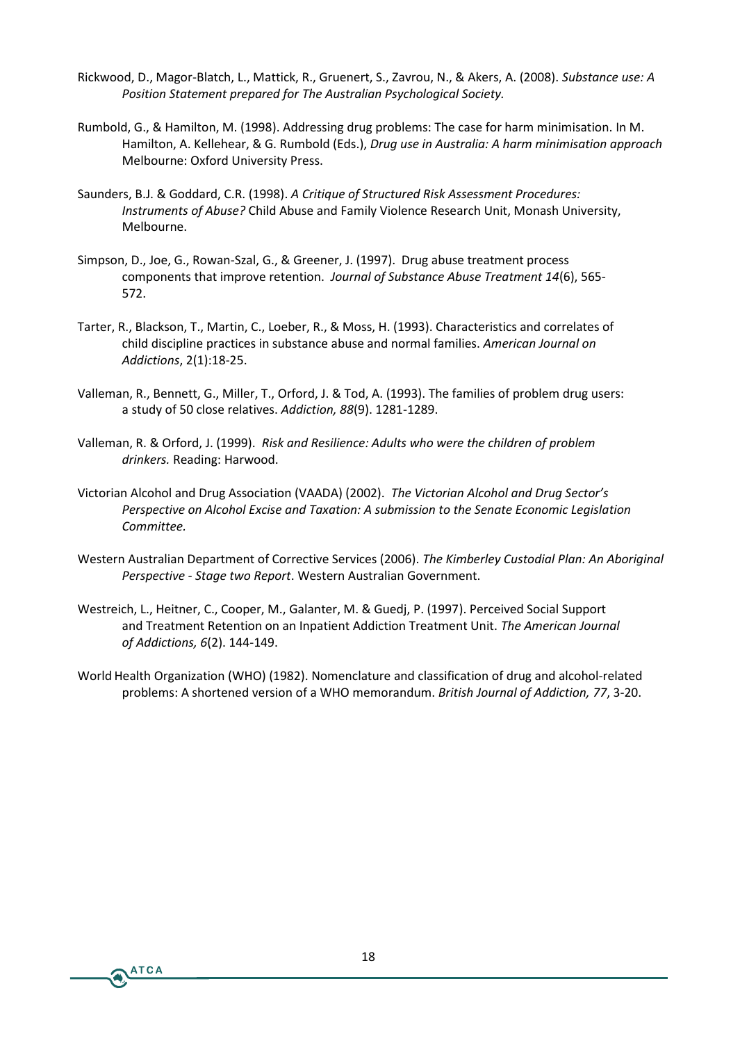Rickwood, D., Magor-Blatch, L., Mattick, R., Gruenert, S., Zavrou, N., & Akers, A. (2008). *Substance use: A Position Statement prepared for The Australian Psychological Society.*

Rumbold, G., & Hamilton, M. (1998). Addressing drug problems: The case for harm minimisation. In M. Hamilton, A. Kellehear, & G. Rumbold (Eds.), *Drug use in Australia: A harm minimisation approach* Melbourne: Oxford University Press.

Saunders, B.J. & Goddard, C.R. (1998). *A Critique of Structured Risk Assessment Procedures: Instruments of Abuse?* Child Abuse and Family Violence Research Unit, Monash University, Melbourne.

Simpson, D., Joe, G., Rowan-Szal, G., & Greener, J. (1997). Drug abuse treatment process components that improve retention. *Journal of Substance Abuse Treatment 14*(6), 565-572.

Tarter, R., Blackson, T., Martin, C., Loeber, R., & Moss, H. (1993). Characteristics and correlates of child discipline practices in substance abuse and normal families. *American Journal on Addictions*, 2(1):18-25.

Valleman, R., Bennett, G., Miller, T., Orford, J. & Tod, A. (1993). The families of problem drug users: a study of 50 close relatives. *Addiction, 88*(9). 1281-1289.

Valleman, R. & Orford, J. (1999). *Risk and Resilience: Adults who were the children of problem drinkers.* Reading: Harwood.

Victorian Alcohol and Drug Association (VAADA) (2002). *The Victorian Alcohol and Drug Sector's Perspective on Alcohol Excise and Taxation: A submission to the Senate Economic Legislation Committee.*

Western Australian Department of Corrective Services (2006). *The Kimberley Custodial Plan: An Aboriginal Perspective - Stage two Report*. Western Australian Government.

Westreich, L., Heitner, C., Cooper, M., Galanter, M. & Guedj, P. (1997). Perceived Social Support and Treatment Retention on an Inpatient Addiction Treatment Unit. *The American Journal of Addictions, 6*(2). 144-149.

World Health Organization (WHO) (1982). Nomenclature and classification of drug and alcohol-related problems: A shortened version of a WHO memorandum. *British Journal of Addiction, 77*, 3-20.